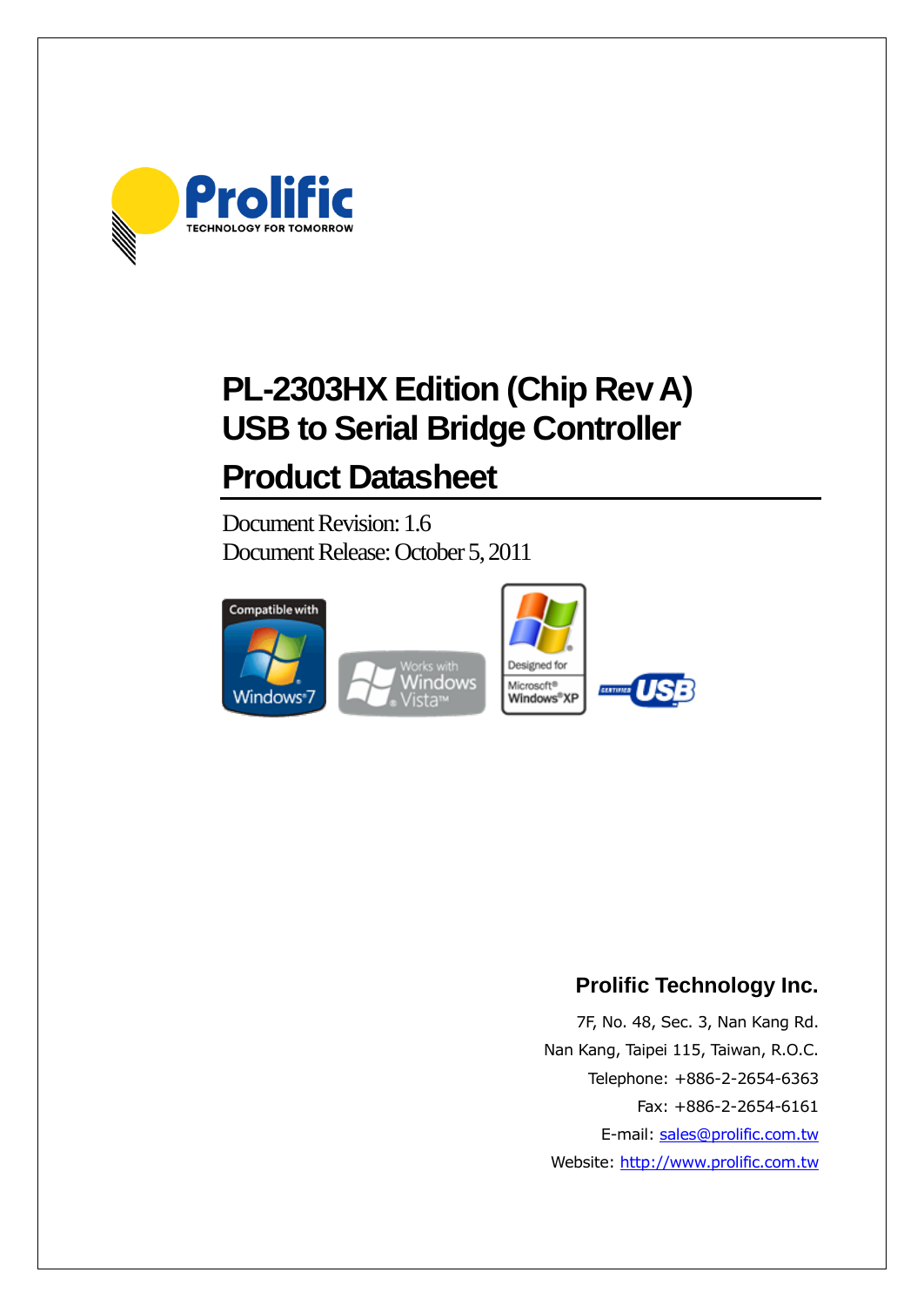# PL-2303HX Edition (Chip Rev A) USB to Serial Bridge Controller

# Product Datasheet

Document Revision: 1.6

Document Release: October 5, 2011

**Prolific Technology Inc.**

7F, No. 48, Sec. 3, Nan Kang Rd.

Nan Kang, Taipei 115, Taiwan, R.O.C.

Telephone: +886-2-2654-6363

Fax: +886-2-2654-6161

E-mail: sales@prolific.com.tw

Website: http://www.prolific.com.tw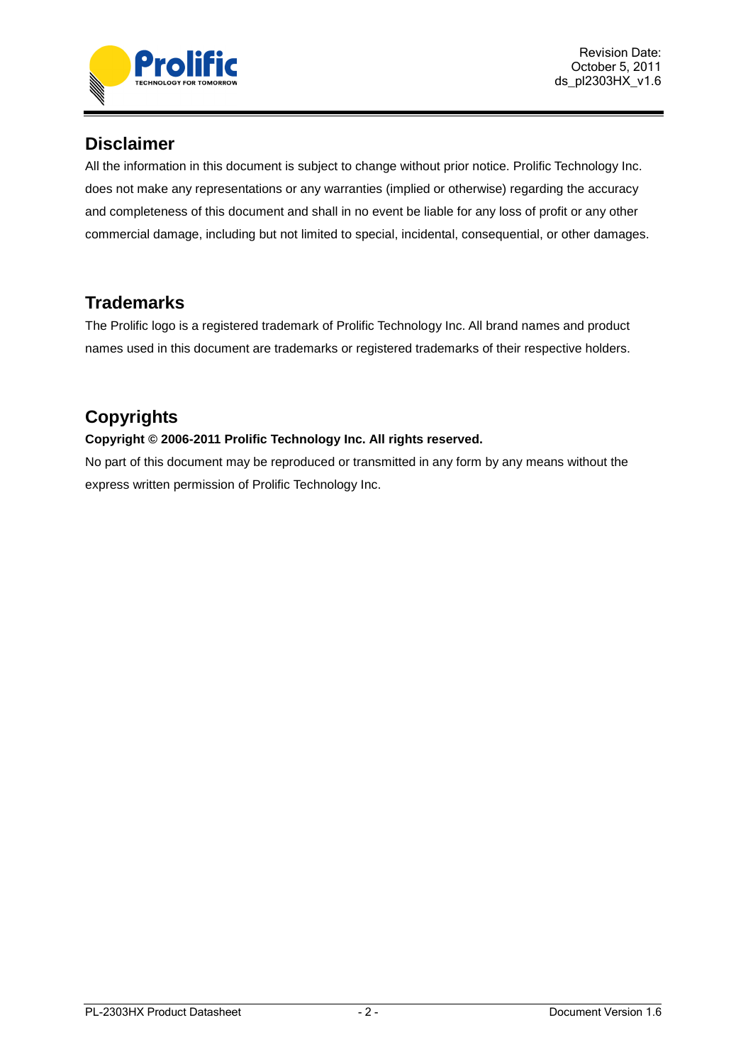## Disclaimer

All the information in this document is subject to change without prior notice. Prolific Technology Inc. does not make any representations or any warranties (implied or otherwise) regarding the accuracy and completeness of this document and shall in no event be liable for any loss of profit or any other commercial damage, including but not limited to special, incidental, consequential, or other damages.

## Trademarks

The Prolific logo is a registered trademark of Prolific Technology Inc. All brand names and product names used in this document are trademarks or registered trademarks of their respective holders.

## Copyrights

**Copyright © 2006-2011 Prolific Technology Inc. All rights reserved.**

No part of this document may be reproduced or transmitted in any form by any means without the express written permission of Prolific Technology Inc.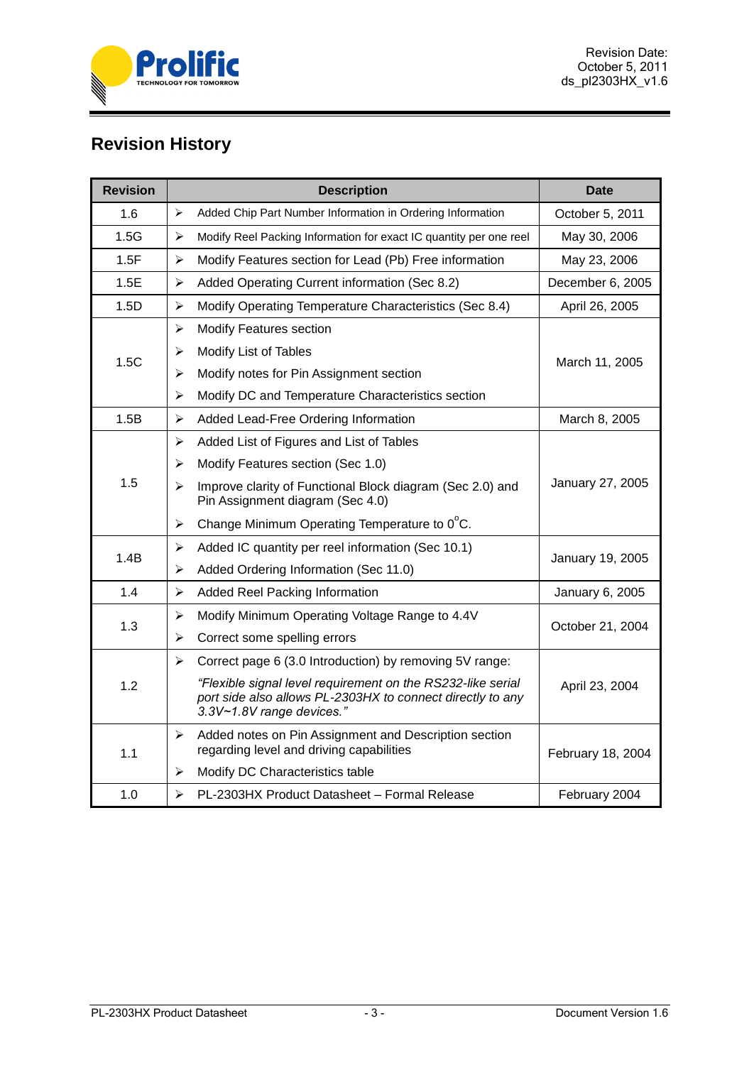# Revision History

| Revision | Description | Date |
|---|---|---|
| 1.6 | ➢ Added Chip Part Number Information in Ordering Information | October 5, 2011 |
| 1.5G | ➢ Modify Reel Packing Information for exact IC quantity per one reel | May 30, 2006 |
| 1.5F | ➢ Modify Features section for Lead (Pb) Free information | May 23, 2006 |
| 1.5E | ➢ Added Operating Current information (Sec 8.2) | December 6, 2005 |
| 1.5D | ➢ Modify Operating Temperature Characteristics (Sec 8.4) | April 26, 2005 |
| 1.5C | ➢ Modify Features section<br>➢ Modify List of Tables<br>➢ Modify notes for Pin Assignment section<br>➢ Modify DC and Temperature Characteristics section | March 11, 2005 |
| 1.5B | ➢ Added Lead-Free Ordering Information | March 8, 2005 |
| 1.5 | ➢ Added List of Figures and List of Tables<br>➢ Modify Features section (Sec 1.0)<br>➢ Improve clarity of Functional Block diagram (Sec 2.0) and Pin Assignment diagram (Sec 4.0)<br>➢ Change Minimum Operating Temperature to $0^{o}$C. | January 27, 2005 |
| 1.4B | ➢ Added IC quantity per reel information (Sec 10.1)<br>➢ Added Ordering Information (Sec 11.0) | January 19, 2005 |
| 1.4 | ➢ Added Reel Packing Information | January 6, 2005 |
| 1.3 | ➢ Modify Minimum Operating Voltage Range to 4.4V<br>➢ Correct some spelling errors | October 21, 2004 |
| 1.2 | ➢ Correct page 6 (3.0 Introduction) by removing 5V range:<br>*"Flexible signal level requirement on the RS232-like serial port side also allows PL-2303HX to connect directly to any 3.3V~1.8V range devices."* | April 23, 2004 |
| 1.1 | ➢ Added notes on Pin Assignment and Description section regarding level and driving capabilities<br>➢ Modify DC Characteristics table | February 18, 2004 |
| 1.0 | ➢ PL-2303HX Product Datasheet – Formal Release | February 2004 |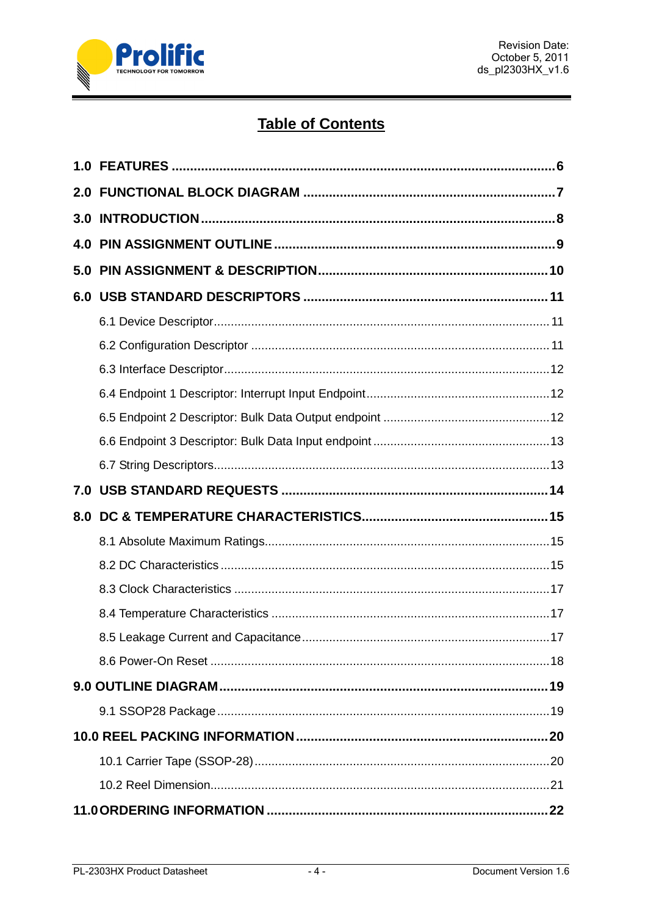# Table of Contents

**1.0 FEATURES** ........................................................................................................ **6**

**2.0 FUNCTIONAL BLOCK DIAGRAM** .................................................................... **7**

**3.0 INTRODUCTION** ................................................................................................ **8**

**4.0 PIN ASSIGNMENT OUTLINE** ............................................................................ **9**

**5.0 PIN ASSIGNMENT & DESCRIPTION** .............................................................. **10**

**6.0 USB STANDARD DESCRIPTORS** .................................................................. **11**

- 6.1 Device Descriptor ................................................................................................ 11
- 6.2 Configuration Descriptor ..................................................................................... 11
- 6.3 Interface Descriptor ............................................................................................. 12
- 6.4 Endpoint 1 Descriptor: Interrupt Input Endpoint ................................................. 12
- 6.5 Endpoint 2 Descriptor: Bulk Data Output endpoint ............................................. 12
- 6.6 Endpoint 3 Descriptor: Bulk Data Input endpoint ................................................ 13
- 6.7 String Descriptors ................................................................................................ 13

**7.0 USB STANDARD REQUESTS** ....................................................................... **14**

**8.0 DC & TEMPERATURE CHARACTERISTICS** .................................................. **15**

- 8.1 Absolute Maximum Ratings ................................................................................. 15
- 8.2 DC Characteristics .............................................................................................. 15
- 8.3 Clock Characteristics ........................................................................................... 17
- 8.4 Temperature Characteristics ............................................................................... 17
- 8.5 Leakage Current and Capacitance ...................................................................... 17
- 8.6 Power-On Reset .................................................................................................. 18

**9.0 OUTLINE DIAGRAM** ........................................................................................ **19**

- 9.1 SSOP28 Package ................................................................................................ 19

**10.0 REEL PACKING INFORMATION** .................................................................... **20**

- 10.1 Carrier Tape (SSOP-28) ..................................................................................... 20
- 10.2 Reel Dimension ................................................................................................... 21

**11.0 ORDERING INFORMATION** ........................................................................... **22**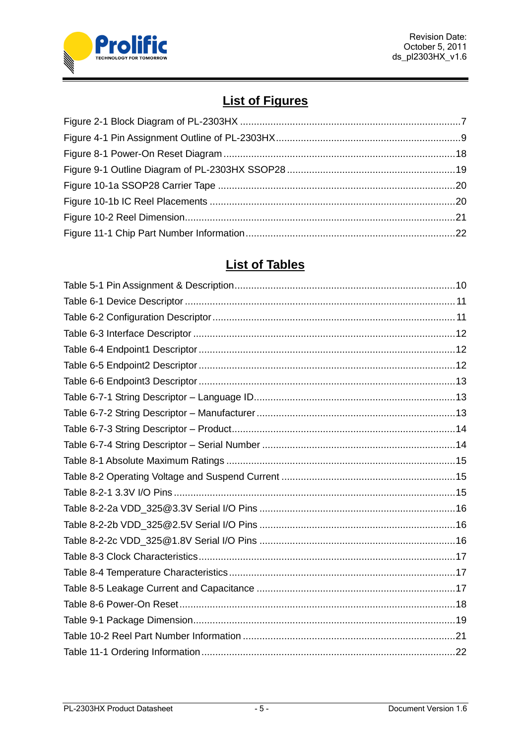## List of Figures

Figure 2-1 Block Diagram of PL-2303HX ....................................................................7
Figure 4-1 Pin Assignment Outline of PL-2303HX.......................................................9
Figure 8-1 Power-On Reset Diagram .........................................................................18
Figure 9-1 Outline Diagram of PL-2303HX SSOP28 ..................................................19
Figure 10-1a SSOP28 Carrier Tape ...........................................................................20
Figure 10-1b IC Reel Placements ..............................................................................20
Figure 10-2 Reel Dimension.......................................................................................21
Figure 11-1 Chip Part Number Information................................................................22

## List of Tables

Table 5-1 Pin Assignment & Description....................................................................10
Table 6-1 Device Descriptor ....................................................................................... 11
Table 6-2 Configuration Descriptor ............................................................................ 11
Table 6-3 Interface Descriptor ....................................................................................12
Table 6-4 Endpoint1 Descriptor ..................................................................................12
Table 6-5 Endpoint2 Descriptor ..................................................................................12
Table 6-6 Endpoint3 Descriptor ..................................................................................13
Table 6-7-1 String Descriptor – Language ID..............................................................13
Table 6-7-2 String Descriptor – Manufacturer .............................................................13
Table 6-7-3 String Descriptor – Product......................................................................14
Table 6-7-4 String Descriptor – Serial Number ............................................................14
Table 8-1 Absolute Maximum Ratings ........................................................................15
Table 8-2 Operating Voltage and Suspend Current .....................................................15
Table 8-2-1 3.3V I/O Pins ...........................................................................................15
Table 8-2-2a VDD_325@3.3V Serial I/O Pins .............................................................16
Table 8-2-2b VDD_325@2.5V Serial I/O Pins .............................................................16
Table 8-2-2c VDD_325@1.8V Serial I/O Pins .............................................................16
Table 8-3 Clock Characteristics...................................................................................17
Table 8-4 Temperature Characteristics........................................................................17
Table 8-5 Leakage Current and Capacitance ..............................................................17
Table 8-6 Power-On Reset..........................................................................................18
Table 9-1 Package Dimension.....................................................................................19
Table 10-2 Reel Part Number Information ...................................................................21
Table 11-1 Ordering Information..................................................................................22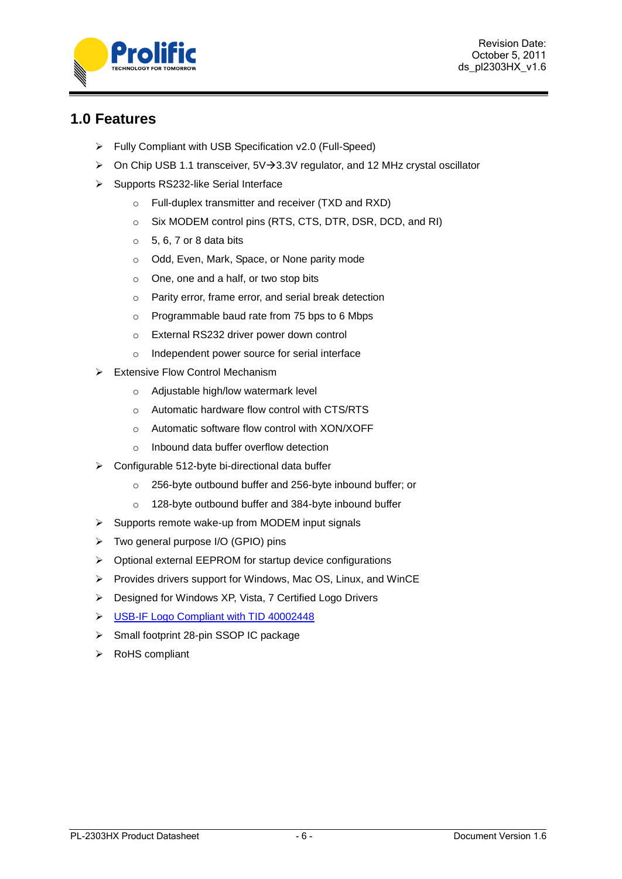## 1.0 Features

- Fully Compliant with USB Specification v2.0 (Full-Speed)
- On Chip USB 1.1 transceiver, 5V→3.3V regulator, and 12 MHz crystal oscillator
- Supports RS232-like Serial Interface
  - Full-duplex transmitter and receiver (TXD and RXD)
  - Six MODEM control pins (RTS, CTS, DTR, DSR, DCD, and RI)
  - 5, 6, 7 or 8 data bits
  - Odd, Even, Mark, Space, or None parity mode
  - One, one and a half, or two stop bits
  - Parity error, frame error, and serial break detection
  - Programmable baud rate from 75 bps to 6 Mbps
  - External RS232 driver power down control
  - Independent power source for serial interface
- Extensive Flow Control Mechanism
  - Adjustable high/low watermark level
  - Automatic hardware flow control with CTS/RTS
  - Automatic software flow control with XON/XOFF
  - Inbound data buffer overflow detection
- Configurable 512-byte bi-directional data buffer
  - 256-byte outbound buffer and 256-byte inbound buffer; or
  - 128-byte outbound buffer and 384-byte inbound buffer
- Supports remote wake-up from MODEM input signals
- Two general purpose I/O (GPIO) pins
- Optional external EEPROM for startup device configurations
- Provides drivers support for Windows, Mac OS, Linux, and WinCE
- Designed for Windows XP, Vista, 7 Certified Logo Drivers
- USB-IF Logo Compliant with TID 40002448
- Small footprint 28-pin SSOP IC package
- RoHS compliant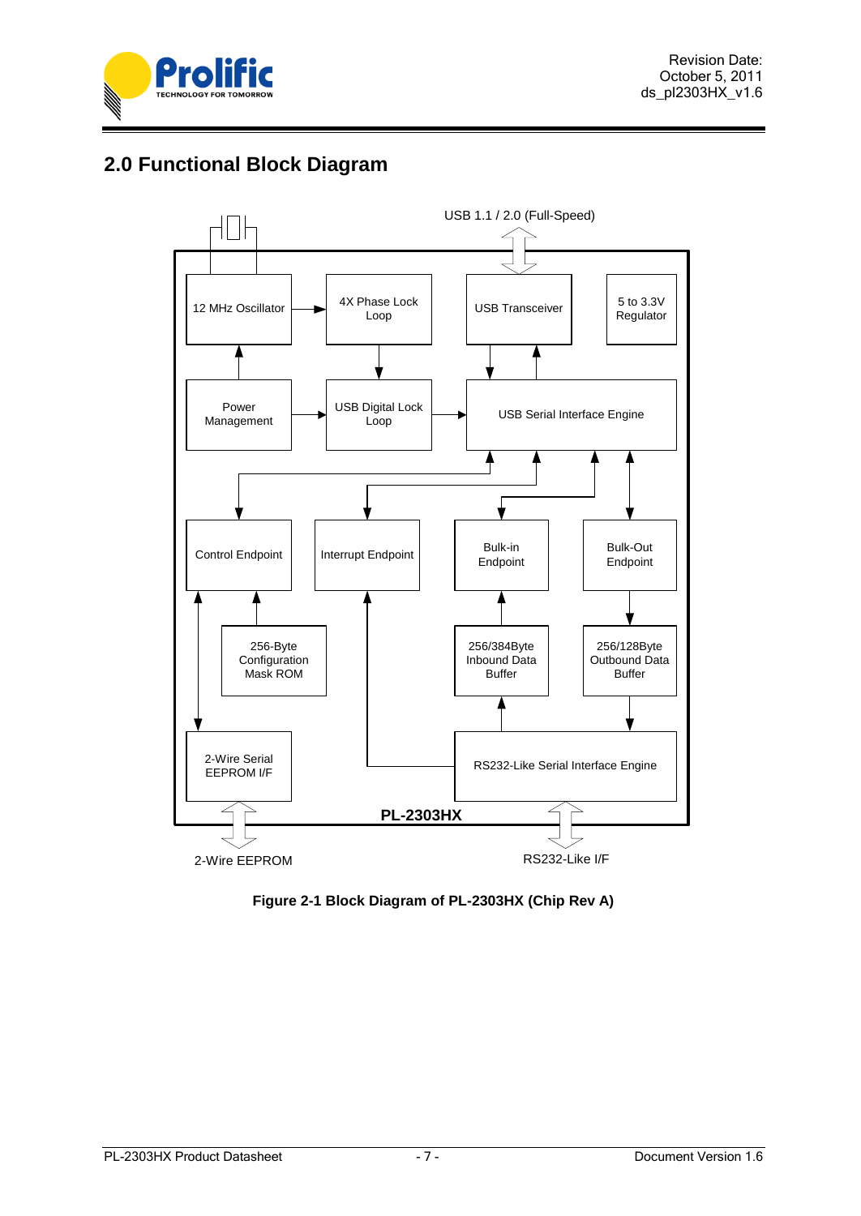## 2.0 Functional Block Diagram

USB 1.1 / 2.0 (Full-Speed)

12 MHz Oscillator

4X Phase Lock Loop

USB Transceiver

5 to 3.3V Regulator

Power Management

USB Digital Lock Loop

USB Serial Interface Engine

Control Endpoint

Interrupt Endpoint

Bulk-in Endpoint

Bulk-Out Endpoint

256-Byte Configuration Mask ROM

256/384Byte Inbound Data Buffer

256/128Byte Outbound Data Buffer

2-Wire Serial EEPROM I/F

RS232-Like Serial Interface Engine

PL-2303HX

2-Wire EEPROM

RS232-Like I/F

**Figure 2-1 Block Diagram of PL-2303HX (Chip Rev A)**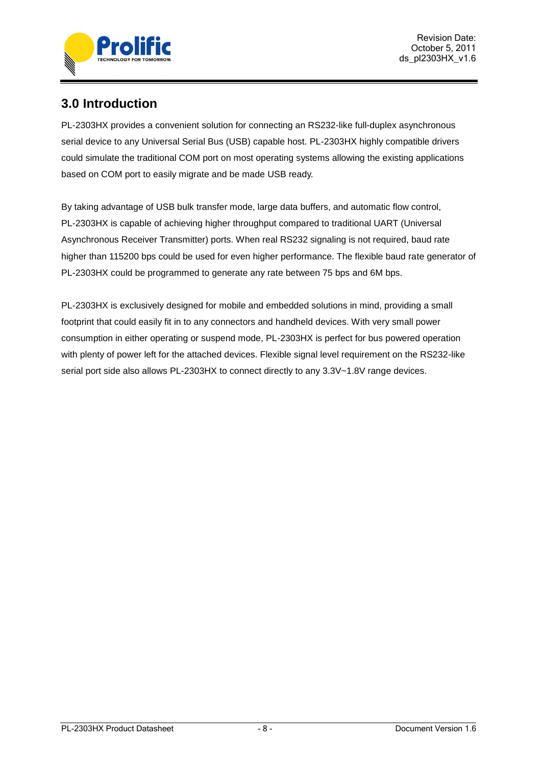## 3.0 Introduction

PL-2303HX provides a convenient solution for connecting an RS232-like full-duplex asynchronous serial device to any Universal Serial Bus (USB) capable host. PL-2303HX highly compatible drivers could simulate the traditional COM port on most operating systems allowing the existing applications based on COM port to easily migrate and be made USB ready.

By taking advantage of USB bulk transfer mode, large data buffers, and automatic flow control, PL-2303HX is capable of achieving higher throughput compared to traditional UART (Universal Asynchronous Receiver Transmitter) ports. When real RS232 signaling is not required, baud rate higher than 115200 bps could be used for even higher performance. The flexible baud rate generator of PL-2303HX could be programmed to generate any rate between 75 bps and 6M bps.

PL-2303HX is exclusively designed for mobile and embedded solutions in mind, providing a small footprint that could easily fit in to any connectors and handheld devices. With very small power consumption in either operating or suspend mode, PL-2303HX is perfect for bus powered operation with plenty of power left for the attached devices. Flexible signal level requirement on the RS232-like serial port side also allows PL-2303HX to connect directly to any 3.3V~1.8V range devices.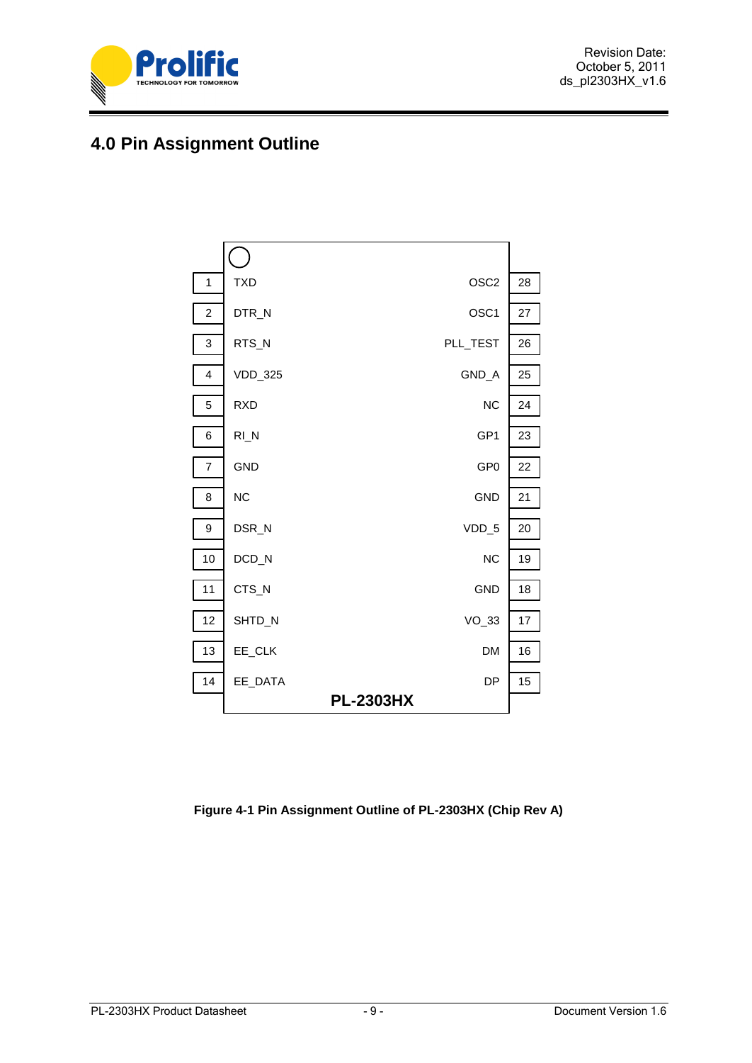# 4.0 Pin Assignment Outline

| Pin | Name | Name | Pin |
|---|---|---|---|
| 1 | TXD | OSC2 | 28 |
| 2 | DTR_N | OSC1 | 27 |
| 3 | RTS_N | PLL_TEST | 26 |
| 4 | VDD_325 | GND_A | 25 |
| 5 | RXD | NC | 24 |
| 6 | RI_N | GP1 | 23 |
| 7 | GND | GP0 | 22 |
| 8 | NC | GND | 21 |
| 9 | DSR_N | VDD_5 | 20 |
| 10 | DCD_N | NC | 19 |
| 11 | CTS_N | GND | 18 |
| 12 | SHTD_N | VO_33 | 17 |
| 13 | EE_CLK | DM | 16 |
| 14 | EE_DATA | DP | 15 |

**PL-2303HX**

**Figure 4-1 Pin Assignment Outline of PL-2303HX (Chip Rev A)**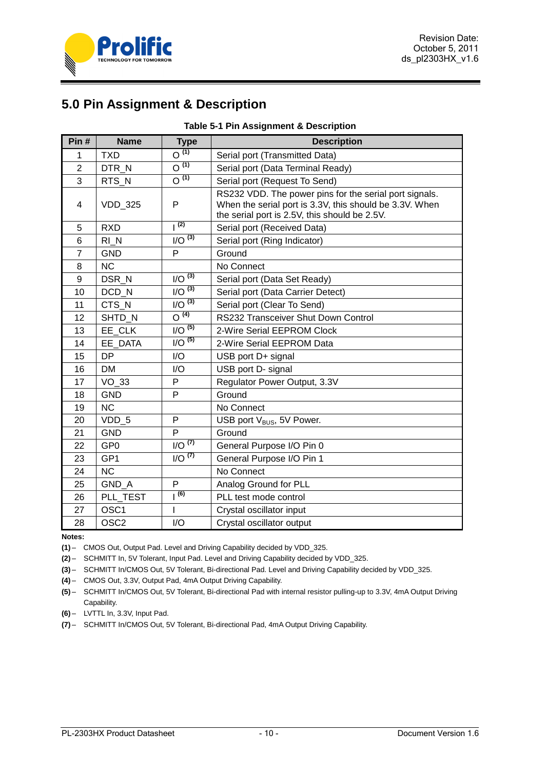## 5.0 Pin Assignment & Description

**Table 5-1 Pin Assignment & Description**

| Pin # | Name | Type | Description |
|---|---|---|---|
| 1 | TXD | O (1) | Serial port (Transmitted Data) |
| 2 | DTR_N | O (1) | Serial port (Data Terminal Ready) |
| 3 | RTS_N | O (1) | Serial port (Request To Send) |
| 4 | VDD_325 | P | RS232 VDD. The power pins for the serial port signals. When the serial port is 3.3V, this should be 3.3V. When the serial port is 2.5V, this should be 2.5V. |
| 5 | RXD | I (2) | Serial port (Received Data) |
| 6 | RI_N | I/O (3) | Serial port (Ring Indicator) |
| 7 | GND | P | Ground |
| 8 | NC | | No Connect |
| 9 | DSR_N | I/O (3) | Serial port (Data Set Ready) |
| 10 | DCD_N | I/O (3) | Serial port (Data Carrier Detect) |
| 11 | CTS_N | I/O (3) | Serial port (Clear To Send) |
| 12 | SHTD_N | O (4) | RS232 Transceiver Shut Down Control |
| 13 | EE_CLK | I/O (5) | 2-Wire Serial EEPROM Clock |
| 14 | EE_DATA | I/O (5) | 2-Wire Serial EEPROM Data |
| 15 | DP | I/O | USB port D+ signal |
| 16 | DM | I/O | USB port D- signal |
| 17 | VO_33 | P | Regulator Power Output, 3.3V |
| 18 | GND | P | Ground |
| 19 | NC | | No Connect |
| 20 | VDD_5 | P | USB port $V_{BUS}$, 5V Power. |
| 21 | GND | P | Ground |
| 22 | GP0 | I/O (7) | General Purpose I/O Pin 0 |
| 23 | GP1 | I/O (7) | General Purpose I/O Pin 1 |
| 24 | NC | | No Connect |
| 25 | GND_A | P | Analog Ground for PLL |
| 26 | PLL_TEST | I (6) | PLL test mode control |
| 27 | OSC1 | I | Crystal oscillator input |
| 28 | OSC2 | I/O | Crystal oscillator output |

**Notes:**

**(1)** – CMOS Out, Output Pad. Level and Driving Capability decided by VDD_325.

**(2)** – SCHMITT In, 5V Tolerant, Input Pad. Level and Driving Capability decided by VDD_325.

**(3)** – SCHMITT In/CMOS Out, 5V Tolerant, Bi-directional Pad. Level and Driving Capability decided by VDD_325.

**(4)** – CMOS Out, 3.3V, Output Pad, 4mA Output Driving Capability.

**(5)** – SCHMITT In/CMOS Out, 5V Tolerant, Bi-directional Pad with internal resistor pulling-up to 3.3V, 4mA Output Driving Capability.

**(6)** – LVTTL In, 3.3V, Input Pad.

**(7)** – SCHMITT In/CMOS Out, 5V Tolerant, Bi-directional Pad, 4mA Output Driving Capability.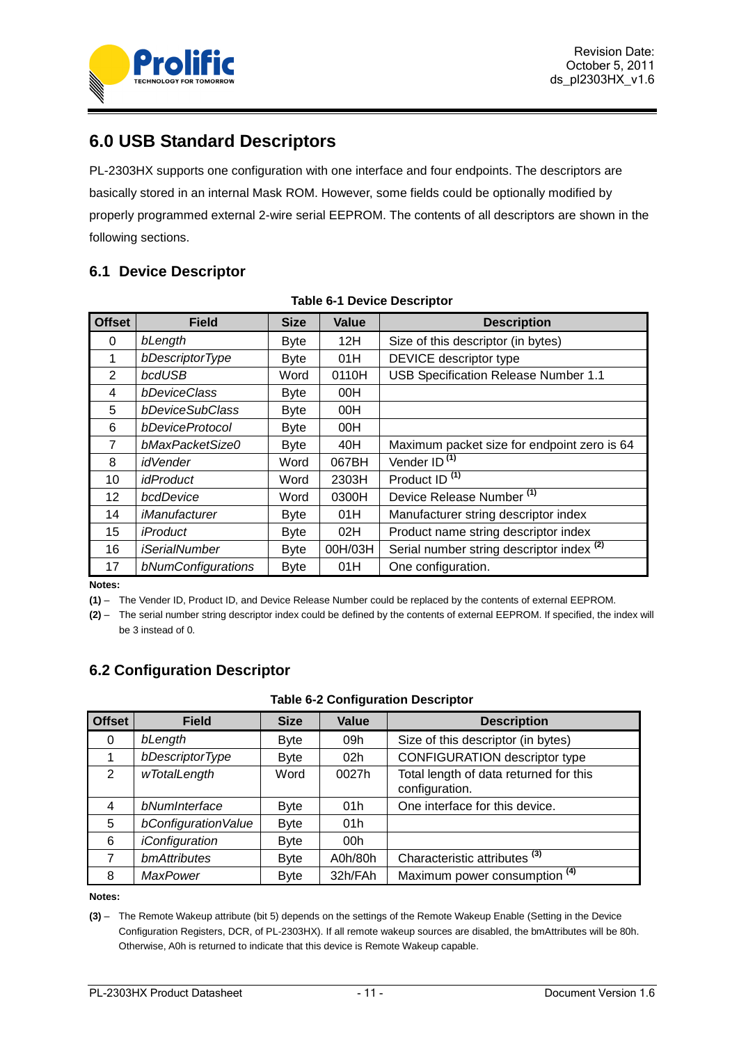# 6.0 USB Standard Descriptors

PL-2303HX supports one configuration with one interface and four endpoints. The descriptors are basically stored in an internal Mask ROM. However, some fields could be optionally modified by properly programmed external 2-wire serial EEPROM. The contents of all descriptors are shown in the following sections.

## 6.1 Device Descriptor

**Table 6-1 Device Descriptor**

| Offset | Field | Size | Value | Description |
|---|---|---|---|---|
| 0 | *bLength* | Byte | 12H | Size of this descriptor (in bytes) |
| 1 | *bDescriptorType* | Byte | 01H | DEVICE descriptor type |
| 2 | *bcdUSB* | Word | 0110H | USB Specification Release Number 1.1 |
| 4 | *bDeviceClass* | Byte | 00H | |
| 5 | *bDeviceSubClass* | Byte | 00H | |
| 6 | *bDeviceProtocol* | Byte | 00H | |
| 7 | *bMaxPacketSize0* | Byte | 40H | Maximum packet size for endpoint zero is 64 |
| 8 | *idVender* | Word | 067BH | Vender ID (1) |
| 10 | *idProduct* | Word | 2303H | Product ID (1) |
| 12 | *bcdDevice* | Word | 0300H | Device Release Number (1) |
| 14 | *iManufacturer* | Byte | 01H | Manufacturer string descriptor index |
| 15 | *iProduct* | Byte | 02H | Product name string descriptor index |
| 16 | *iSerialNumber* | Byte | 00H/03H | Serial number string descriptor index (2) |
| 17 | *bNumConfigurations* | Byte | 01H | One configuration. |

**Notes:**

**(1)** – The Vender ID, Product ID, and Device Release Number could be replaced by the contents of external EEPROM.

**(2)** – The serial number string descriptor index could be defined by the contents of external EEPROM. If specified, the index will be 3 instead of 0.

## 6.2 Configuration Descriptor

**Table 6-2 Configuration Descriptor**

| Offset | Field | Size | Value | Description |
|---|---|---|---|---|
| 0 | *bLength* | Byte | 09h | Size of this descriptor (in bytes) |
| 1 | *bDescriptorType* | Byte | 02h | CONFIGURATION descriptor type |
| 2 | *wTotalLength* | Word | 0027h | Total length of data returned for this configuration. |
| 4 | *bNumInterface* | Byte | 01h | One interface for this device. |
| 5 | *bConfigurationValue* | Byte | 01h | |
| 6 | *iConfiguration* | Byte | 00h | |
| 7 | *bmAttributes* | Byte | A0h/80h | Characteristic attributes (3) |
| 8 | *MaxPower* | Byte | 32h/FAh | Maximum power consumption (4) |

**Notes:**

**(3)** – The Remote Wakeup attribute (bit 5) depends on the settings of the Remote Wakeup Enable (Setting in the Device Configuration Registers, DCR, of PL-2303HX). If all remote wakeup sources are disabled, the bmAttributes will be 80h. Otherwise, A0h is returned to indicate that this device is Remote Wakeup capable.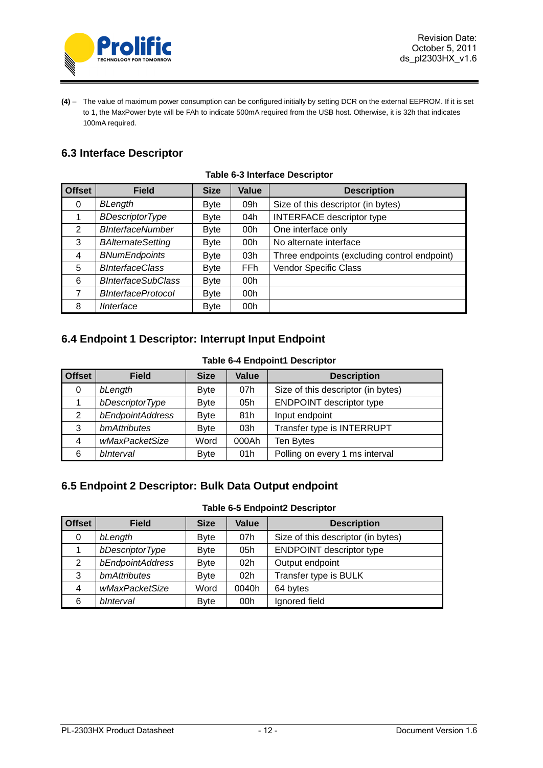**(4)** – The value of maximum power consumption can be configured initially by setting DCR on the external EEPROM. If it is set to 1, the MaxPower byte will be FAh to indicate 500mA required from the USB host. Otherwise, it is 32h that indicates 100mA required.

## 6.3 Interface Descriptor

**Table 6-3 Interface Descriptor**

| Offset | Field | Size | Value | Description |
|---|---|---|---|---|
| 0 | *BLength* | Byte | 09h | Size of this descriptor (in bytes) |
| 1 | *BDescriptorType* | Byte | 04h | INTERFACE descriptor type |
| 2 | *BInterfaceNumber* | Byte | 00h | One interface only |
| 3 | *BAlternateSetting* | Byte | 00h | No alternate interface |
| 4 | *BNumEndpoints* | Byte | 03h | Three endpoints (excluding control endpoint) |
| 5 | *BInterfaceClass* | Byte | FFh | Vendor Specific Class |
| 6 | *BInterfaceSubClass* | Byte | 00h | |
| 7 | *BInterfaceProtocol* | Byte | 00h | |
| 8 | *IInterface* | Byte | 00h | |

## 6.4 Endpoint 1 Descriptor: Interrupt Input Endpoint

**Table 6-4 Endpoint1 Descriptor**

| Offset | Field | Size | Value | Description |
|---|---|---|---|---|
| 0 | *bLength* | Byte | 07h | Size of this descriptor (in bytes) |
| 1 | *bDescriptorType* | Byte | 05h | ENDPOINT descriptor type |
| 2 | *bEndpointAddress* | Byte | 81h | Input endpoint |
| 3 | *bmAttributes* | Byte | 03h | Transfer type is INTERRUPT |
| 4 | *wMaxPacketSize* | Word | 000Ah | Ten Bytes |
| 6 | *bInterval* | Byte | 01h | Polling on every 1 ms interval |

## 6.5 Endpoint 2 Descriptor: Bulk Data Output endpoint

**Table 6-5 Endpoint2 Descriptor**

| Offset | Field | Size | Value | Description |
|---|---|---|---|---|
| 0 | *bLength* | Byte | 07h | Size of this descriptor (in bytes) |
| 1 | *bDescriptorType* | Byte | 05h | ENDPOINT descriptor type |
| 2 | *bEndpointAddress* | Byte | 02h | Output endpoint |
| 3 | *bmAttributes* | Byte | 02h | Transfer type is BULK |
| 4 | *wMaxPacketSize* | Word | 0040h | 64 bytes |
| 6 | *bInterval* | Byte | 00h | Ignored field |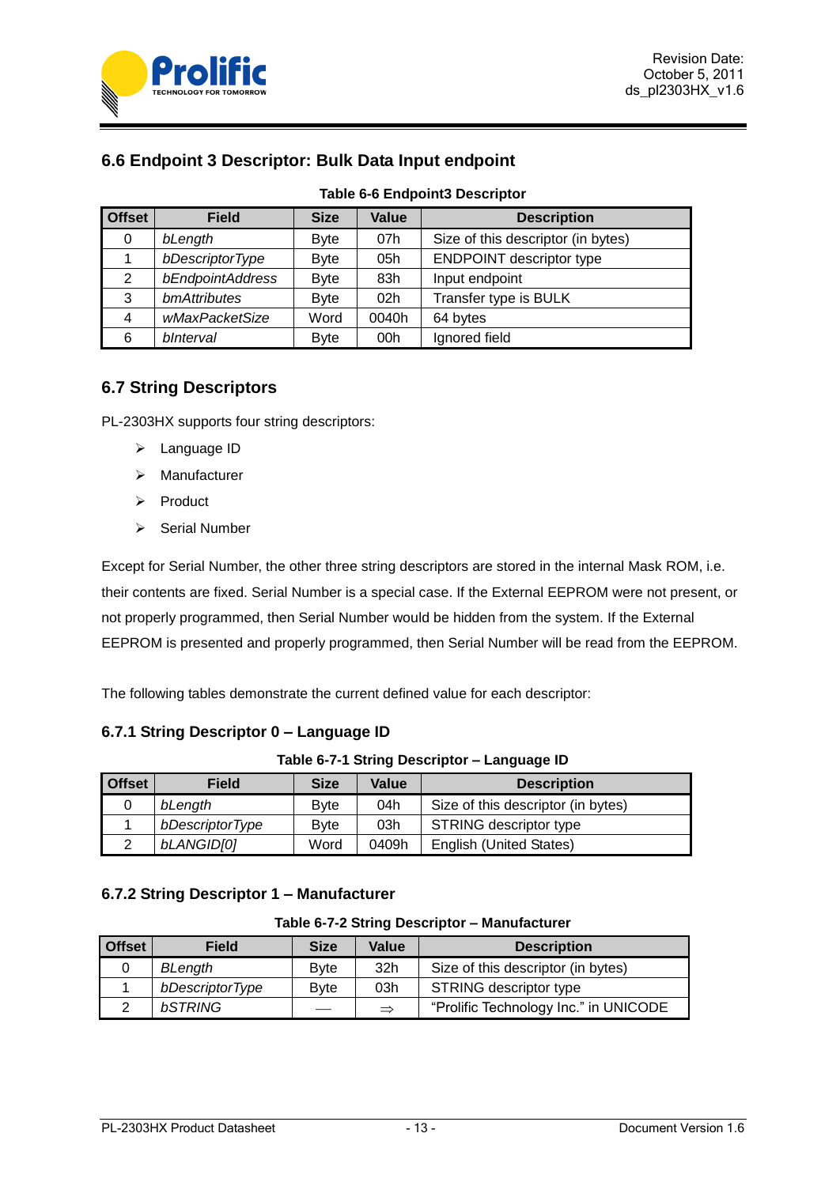## 6.6 Endpoint 3 Descriptor: Bulk Data Input endpoint

**Table 6-6 Endpoint3 Descriptor**

| Offset | Field | Size | Value | Description |
|---|---|---|---|---|
| 0 | *bLength* | Byte | 07h | Size of this descriptor (in bytes) |
| 1 | *bDescriptorType* | Byte | 05h | ENDPOINT descriptor type |
| 2 | *bEndpointAddress* | Byte | 83h | Input endpoint |
| 3 | *bmAttributes* | Byte | 02h | Transfer type is BULK |
| 4 | *wMaxPacketSize* | Word | 0040h | 64 bytes |
| 6 | *bInterval* | Byte | 00h | Ignored field |

## 6.7 String Descriptors

PL-2303HX supports four string descriptors:

- Language ID
- Manufacturer
- Product
- Serial Number

Except for Serial Number, the other three string descriptors are stored in the internal Mask ROM, i.e. their contents are fixed. Serial Number is a special case. If the External EEPROM were not present, or not properly programmed, then Serial Number would be hidden from the system. If the External EEPROM is presented and properly programmed, then Serial Number will be read from the EEPROM.

The following tables demonstrate the current defined value for each descriptor:

### 6.7.1 String Descriptor 0 – Language ID

**Table 6-7-1 String Descriptor – Language ID**

| Offset | Field | Size | Value | Description |
|---|---|---|---|---|
| 0 | *bLength* | Byte | 04h | Size of this descriptor (in bytes) |
| 1 | *bDescriptorType* | Byte | 03h | STRING descriptor type |
| 2 | *bLANGID[0]* | Word | 0409h | English (United States) |

### 6.7.2 String Descriptor 1 – Manufacturer

**Table 6-7-2 String Descriptor – Manufacturer**

| Offset | Field | Size | Value | Description |
|---|---|---|---|---|
| 0 | *BLength* | Byte | 32h | Size of this descriptor (in bytes) |
| 1 | *bDescriptorType* | Byte | 03h | STRING descriptor type |
| 2 | *bSTRING* | — | ⇒ | "Prolific Technology Inc." in UNICODE |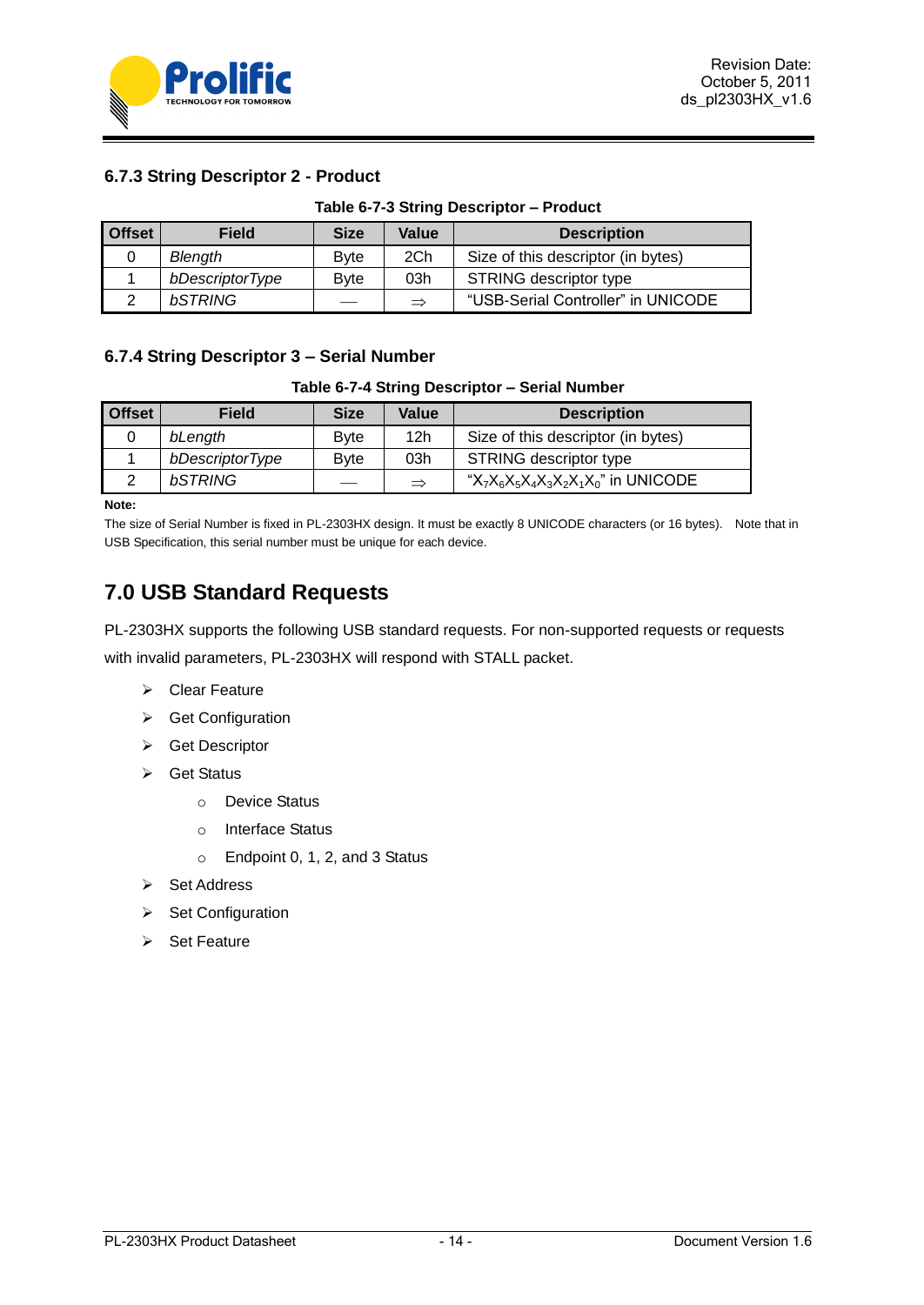### 6.7.3 String Descriptor 2 - Product

**Table 6-7-3 String Descriptor – Product**

| Offset | Field | Size | Value | Description |
|---|---|---|---|---|
| 0 | *Blength* | Byte | 2Ch | Size of this descriptor (in bytes) |
| 1 | *bDescriptorType* | Byte | 03h | STRING descriptor type |
| 2 | *bSTRING* | — | ⇒ | “USB-Serial Controller” in UNICODE |

### 6.7.4 String Descriptor 3 – Serial Number

**Table 6-7-4 String Descriptor – Serial Number**

| Offset | Field | Size | Value | Description |
|---|---|---|---|---|
| 0 | *bLength* | Byte | 12h | Size of this descriptor (in bytes) |
| 1 | *bDescriptorType* | Byte | 03h | STRING descriptor type |
| 2 | *bSTRING* | — | ⇒ | “$X_7X_6X_5X_4X_3X_2X_1X_0$” in UNICODE |

**Note:**

The size of Serial Number is fixed in PL-2303HX design. It must be exactly 8 UNICODE characters (or 16 bytes). Note that in USB Specification, this serial number must be unique for each device.

## 7.0 USB Standard Requests

PL-2303HX supports the following USB standard requests. For non-supported requests or requests with invalid parameters, PL-2303HX will respond with STALL packet.

- Clear Feature
- Get Configuration
- Get Descriptor
- Get Status
  - Device Status
  - Interface Status
  - Endpoint 0, 1, 2, and 3 Status
- Set Address
- Set Configuration
- Set Feature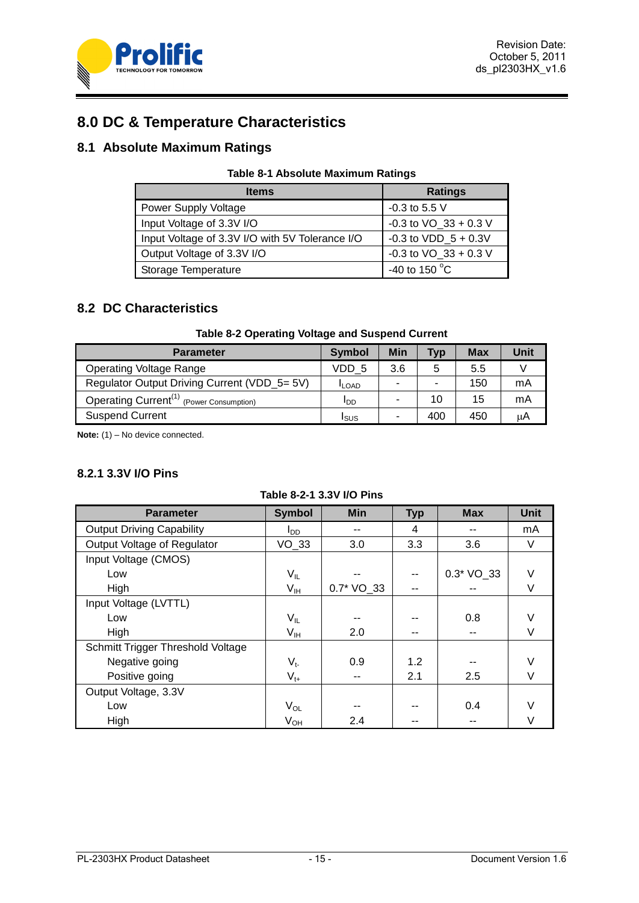# 8.0 DC & Temperature Characteristics

## 8.1 Absolute Maximum Ratings

**Table 8-1 Absolute Maximum Ratings**

| Items | Ratings |
|---|---|
| Power Supply Voltage | -0.3 to 5.5 V |
| Input Voltage of 3.3V I/O | -0.3 to VO_33 + 0.3 V |
| Input Voltage of 3.3V I/O with 5V Tolerance I/O | -0.3 to VDD_5 + 0.3V |
| Output Voltage of 3.3V I/O | -0.3 to VO_33 + 0.3 V |
| Storage Temperature | -40 to 150 °C |

## 8.2 DC Characteristics

**Table 8-2 Operating Voltage and Suspend Current**

| Parameter | Symbol | Min | Typ | Max | Unit |
|---|---|---|---|---|---|
| Operating Voltage Range | VDD_5 | 3.6 | 5 | 5.5 | V |
| Regulator Output Driving Current (VDD_5= 5V) | $I_{LOAD}$ | - | - | 150 | mA |
| Operating Current[1] (Power Consumption) | $I_{DD}$ | - | 10 | 15 | mA |
| Suspend Current | $I_{SUS}$ | - | 400 | 450 | μA |

**Note:** (1) – No device connected.

### 8.2.1 3.3V I/O Pins

**Table 8-2-1 3.3V I/O Pins**

| Parameter | Symbol | Min | Typ | Max | Unit |
|---|---|---|---|---|---|
| Output Driving Capability | $I_{DD}$ | -- | 4 | -- | mA |
| Output Voltage of Regulator | VO_33 | 3.0 | 3.3 | 3.6 | V |
| Input Voltage (CMOS) | | | | | |
| Low | $V_{IL}$ | -- | -- | 0.3* VO_33 | V |
| High | $V_{IH}$ | 0.7* VO_33 | -- | -- | V |
| Input Voltage (LVTTL) | | | | | |
| Low | $V_{IL}$ | -- | -- | 0.8 | V |
| High | $V_{IH}$ | 2.0 | -- | -- | V |
| Schmitt Trigger Threshold Voltage | | | | | |
| Negative going | $V_{t-}$ | 0.9 | 1.2 | -- | V |
| Positive going | $V_{t+}$ | -- | 2.1 | 2.5 | V |
| Output Voltage, 3.3V | | | | | |
| Low | $V_{OL}$ | -- | -- | 0.4 | V |
| High | $V_{OH}$ | 2.4 | -- | -- | V |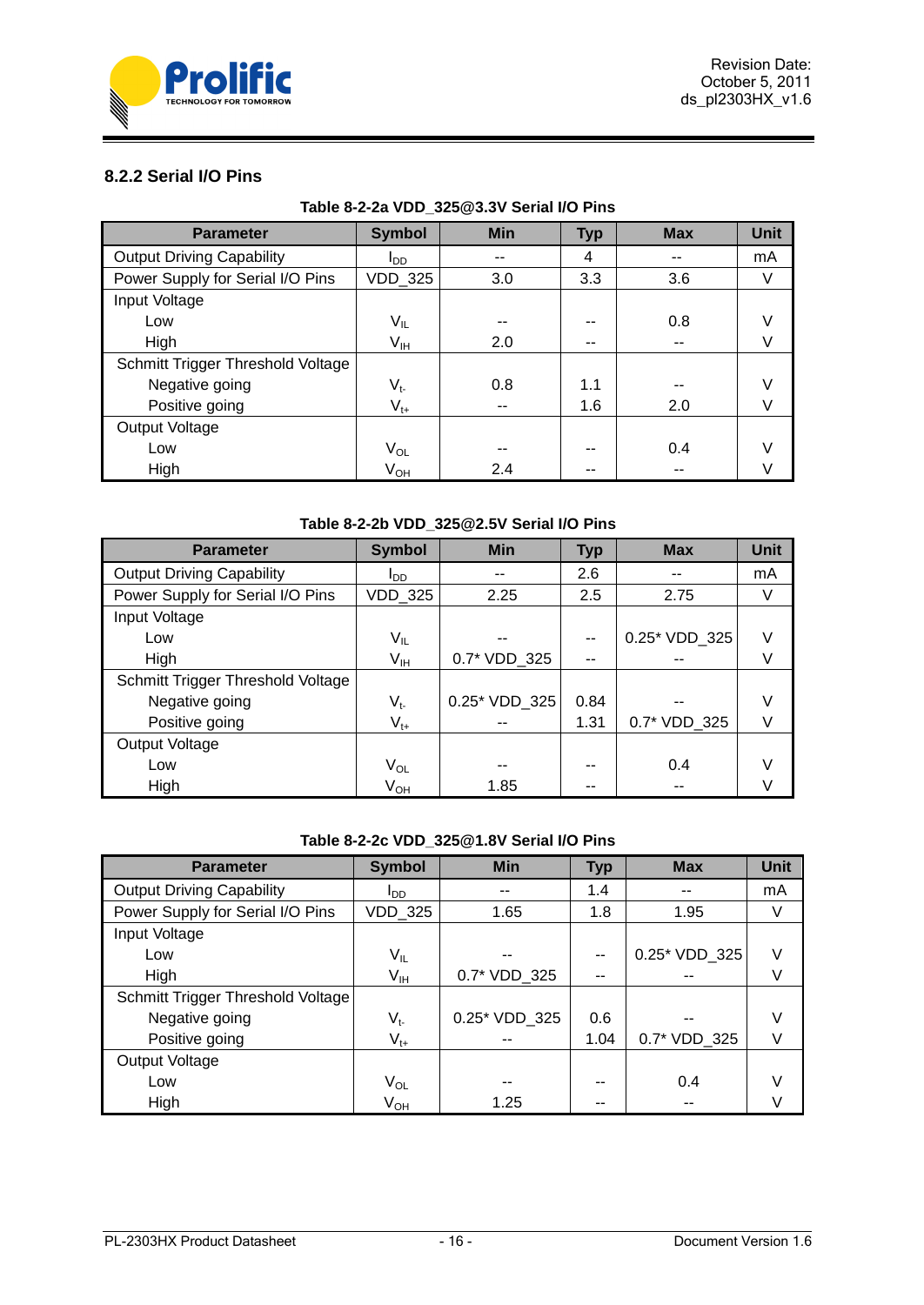### 8.2.2 Serial I/O Pins

**Table 8-2-2a VDD_325@3.3V Serial I/O Pins**

| Parameter | Symbol | Min | Typ | Max | Unit |
|---|---|---|---|---|---|
| Output Driving Capability | $I_{DD}$ | -- | 4 | -- | mA |
| Power Supply for Serial I/O Pins | VDD_325 | 3.0 | 3.3 | 3.6 | V |
| Input Voltage | | | | | |
| Low | $V_{IL}$ | -- | -- | 0.8 | V |
| High | $V_{IH}$ | 2.0 | -- | -- | V |
| Schmitt Trigger Threshold Voltage | | | | | |
| Negative going | $V_{t-}$ | 0.8 | 1.1 | -- | V |
| Positive going | $V_{t+}$ | -- | 1.6 | 2.0 | V |
| Output Voltage | | | | | |
| Low | $V_{OL}$ | -- | -- | 0.4 | V |
| High | $V_{OH}$ | 2.4 | -- | -- | V |

**Table 8-2-2b VDD_325@2.5V Serial I/O Pins**

| Parameter | Symbol | Min | Typ | Max | Unit |
|---|---|---|---|---|---|
| Output Driving Capability | $I_{DD}$ | -- | 2.6 | -- | mA |
| Power Supply for Serial I/O Pins | VDD_325 | 2.25 | 2.5 | 2.75 | V |
| Input Voltage | | | | | |
| Low | $V_{IL}$ | -- | -- | 0.25* VDD_325 | V |
| High | $V_{IH}$ | 0.7* VDD_325 | -- | -- | V |
| Schmitt Trigger Threshold Voltage | | | | | |
| Negative going | $V_{t-}$ | 0.25* VDD_325 | 0.84 | -- | V |
| Positive going | $V_{t+}$ | -- | 1.31 | 0.7* VDD_325 | V |
| Output Voltage | | | | | |
| Low | $V_{OL}$ | -- | -- | 0.4 | V |
| High | $V_{OH}$ | 1.85 | -- | -- | V |

**Table 8-2-2c VDD_325@1.8V Serial I/O Pins**

| Parameter | Symbol | Min | Typ | Max | Unit |
|---|---|---|---|---|---|
| Output Driving Capability | $I_{DD}$ | -- | 1.4 | -- | mA |
| Power Supply for Serial I/O Pins | VDD_325 | 1.65 | 1.8 | 1.95 | V |
| Input Voltage | | | | | |
| Low | $V_{IL}$ | -- | -- | 0.25* VDD_325 | V |
| High | $V_{IH}$ | 0.7* VDD_325 | -- | -- | V |
| Schmitt Trigger Threshold Voltage | | | | | |
| Negative going | $V_{t-}$ | 0.25* VDD_325 | 0.6 | -- | V |
| Positive going | $V_{t+}$ | -- | 1.04 | 0.7* VDD_325 | V |
| Output Voltage | | | | | |
| Low | $V_{OL}$ | -- | -- | 0.4 | V |
| High | $V_{OH}$ | 1.25 | -- | -- | V |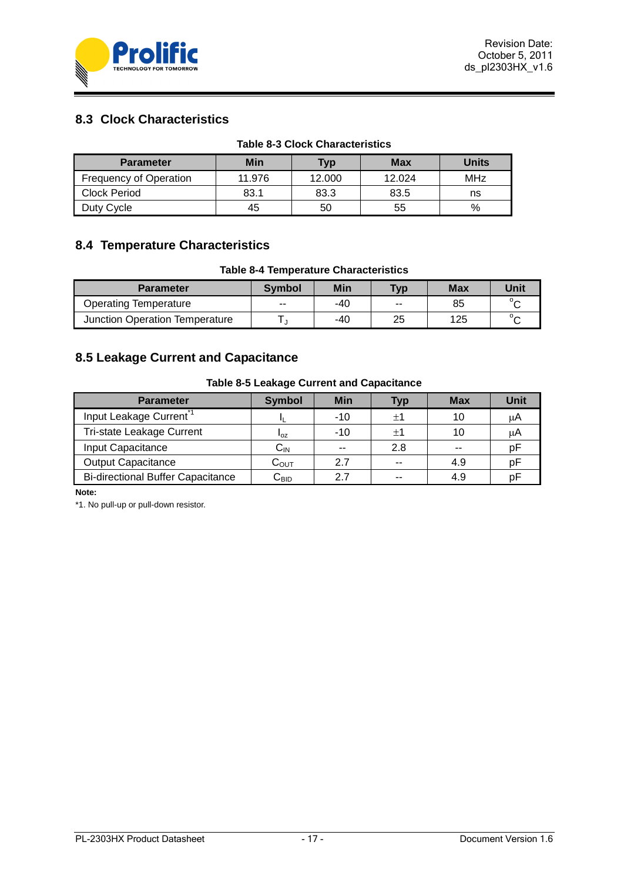## 8.3 Clock Characteristics

**Table 8-3 Clock Characteristics**

| Parameter | Min | Typ | Max | Units |
|---|---|---|---|---|
| Frequency of Operation | 11.976 | 12.000 | 12.024 | MHz |
| Clock Period | 83.1 | 83.3 | 83.5 | ns |
| Duty Cycle | 45 | 50 | 55 | % |

## 8.4 Temperature Characteristics

**Table 8-4 Temperature Characteristics**

| Parameter | Symbol | Min | Typ | Max | Unit |
|---|---|---|---|---|---|
| Operating Temperature | -- | -40 | -- | 85 | $^{o}C$ |
| Junction Operation Temperature | $T_J$ | -40 | 25 | 125 | $^{o}C$ |

## 8.5 Leakage Current and Capacitance

**Table 8-5 Leakage Current and Capacitance**

| Parameter | Symbol | Min | Typ | Max | Unit |
|---|---|---|---|---|---|
| Input Leakage Current[*1] | $I_L$ | -10 | ±1 | 10 | μA |
| Tri-state Leakage Current | $I_{oz}$ | -10 | ±1 | 10 | μA |
| Input Capacitance | $C_{IN}$ | -- | 2.8 | -- | pF |
| Output Capacitance | $C_{OUT}$ | 2.7 | -- | 4.9 | pF |
| Bi-directional Buffer Capacitance | $C_{BID}$ | 2.7 | -- | 4.9 | pF |

**Note:**

*1. No pull-up or pull-down resistor.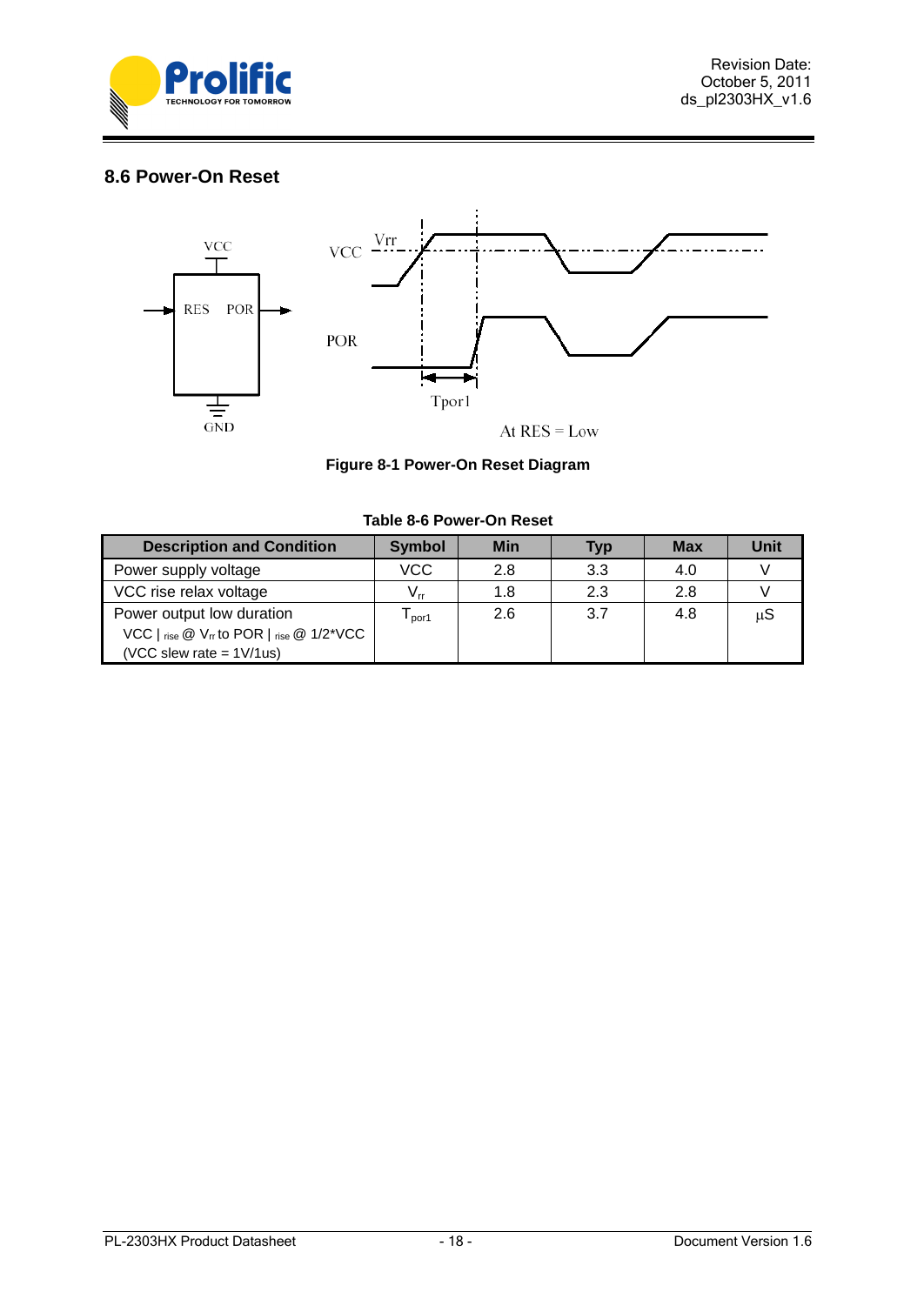## 8.6 Power-On Reset

**Figure 8-1 Power-On Reset Diagram**

**Table 8-6 Power-On Reset**

| Description and Condition | Symbol | Min | Typ | Max | Unit |
|---|---|---|---|---|---|
| Power supply voltage | VCC | 2.8 | 3.3 | 4.0 | V |
| VCC rise relax voltage | $V_{rr}$ | 1.8 | 2.3 | 2.8 | V |
| Power output low duration<br>VCC $\|_{rise}$ @ $V_{rr}$ to POR $\|_{rise}$ @ 1/2*VCC<br>(VCC slew rate = 1V/1us) | $T_{por1}$ | 2.6 | 3.7 | 4.8 | μS |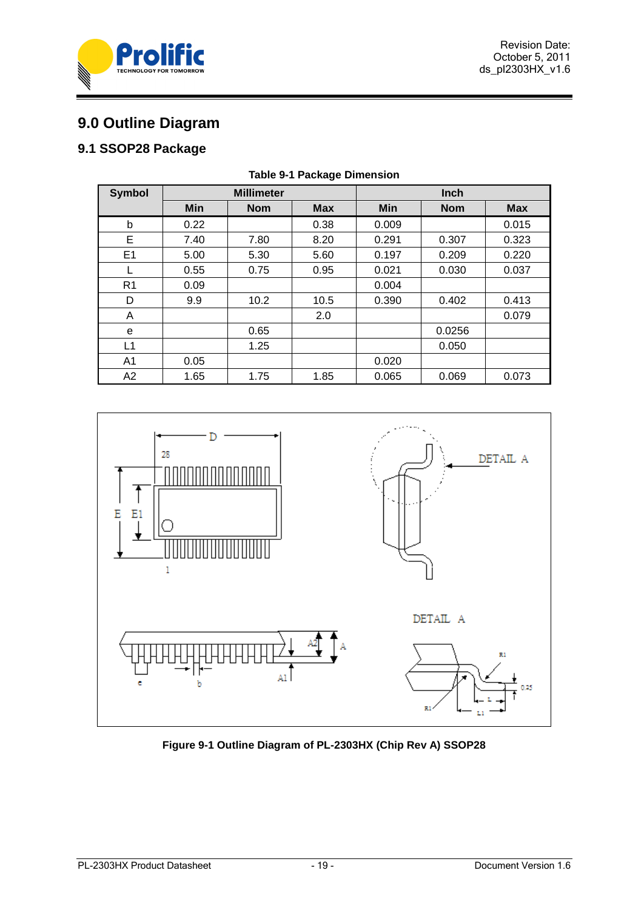# 9.0 Outline Diagram

## 9.1 SSOP28 Package

**Table 9-1 Package Dimension**

| Symbol | Millimeter | | | Inch | | |
|---|---|---|---|---|---|---|
| | Min | Nom | Max | Min | Nom | Max |
| b | 0.22 | | 0.38 | 0.009 | | 0.015 |
| E | 7.40 | 7.80 | 8.20 | 0.291 | 0.307 | 0.323 |
| E1 | 5.00 | 5.30 | 5.60 | 0.197 | 0.209 | 0.220 |
| L | 0.55 | 0.75 | 0.95 | 0.021 | 0.030 | 0.037 |
| R1 | 0.09 | | | 0.004 | | |
| D | 9.9 | 10.2 | 10.5 | 0.390 | 0.402 | 0.413 |
| A | | | 2.0 | | | 0.079 |
| e | | 0.65 | | | 0.0256 | |
| L1 | | 1.25 | | | 0.050 | |
| A1 | 0.05 | | | 0.020 | | |
| A2 | 1.65 | 1.75 | 1.85 | 0.065 | 0.069 | 0.073 |

**Figure 9-1 Outline Diagram of PL-2303HX (Chip Rev A) SSOP28**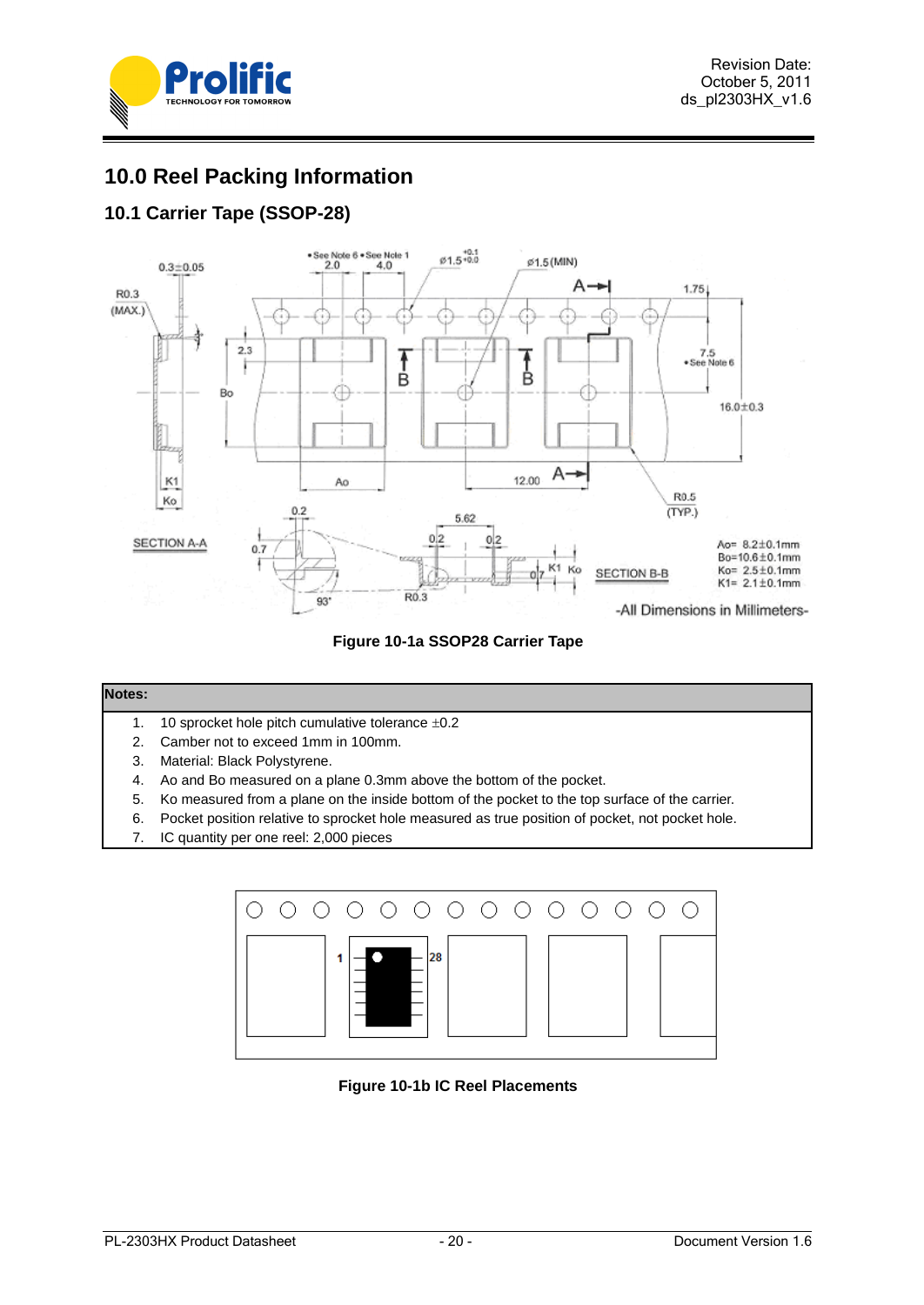## 10.0 Reel Packing Information

### 10.1 Carrier Tape (SSOP-28)

**Figure 10-1a SSOP28 Carrier Tape**

| Notes: |
|---|
| 1. 10 sprocket hole pitch cumulative tolerance ±0.2 |
| 2. Camber not to exceed 1mm in 100mm. |
| 3. Material: Black Polystyrene. |
| 4. Ao and Bo measured on a plane 0.3mm above the bottom of the pocket. |
| 5. Ko measured from a plane on the inside bottom of the pocket to the top surface of the carrier. |
| 6. Pocket position relative to sprocket hole measured as true position of pocket, not pocket hole. |
| 7. IC quantity per one reel: 2,000 pieces |

**Figure 10-1b IC Reel Placements**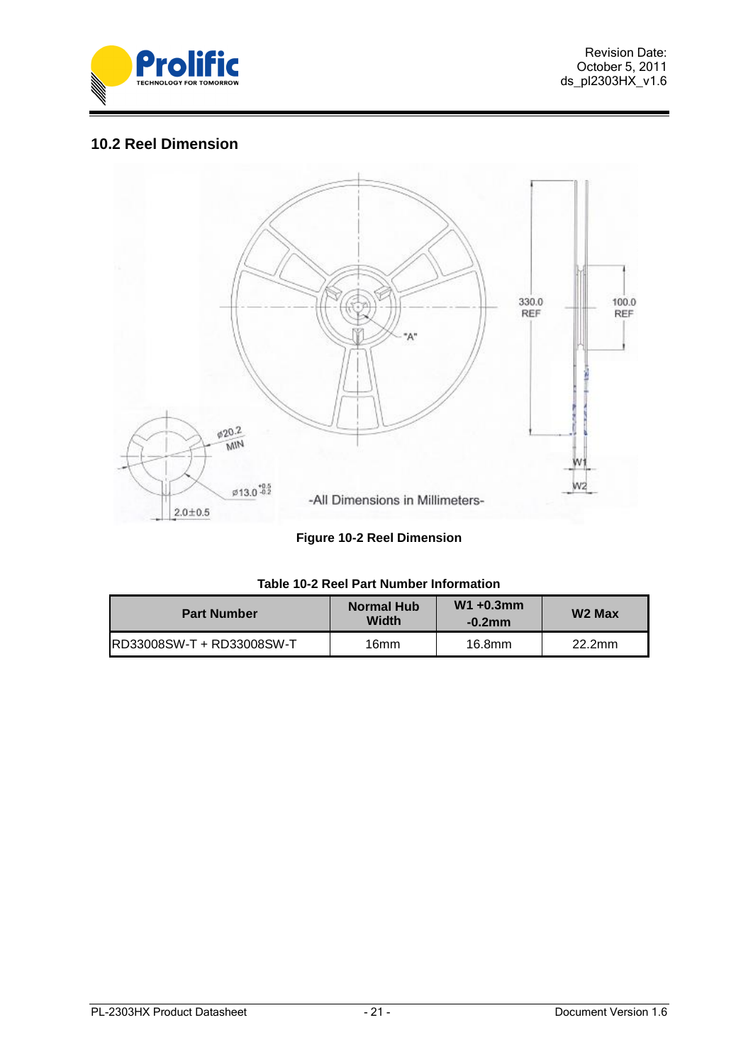## 10.2 Reel Dimension

Figure 10-2 Reel Dimension

**Table 10-2 Reel Part Number Information**

| Part Number | Normal Hub Width | W1 +0.3mm -0.2mm | W2 Max |
|---|---|---|---|
| RD33008SW-T + RD33008SW-T | 16mm | 16.8mm | 22.2mm |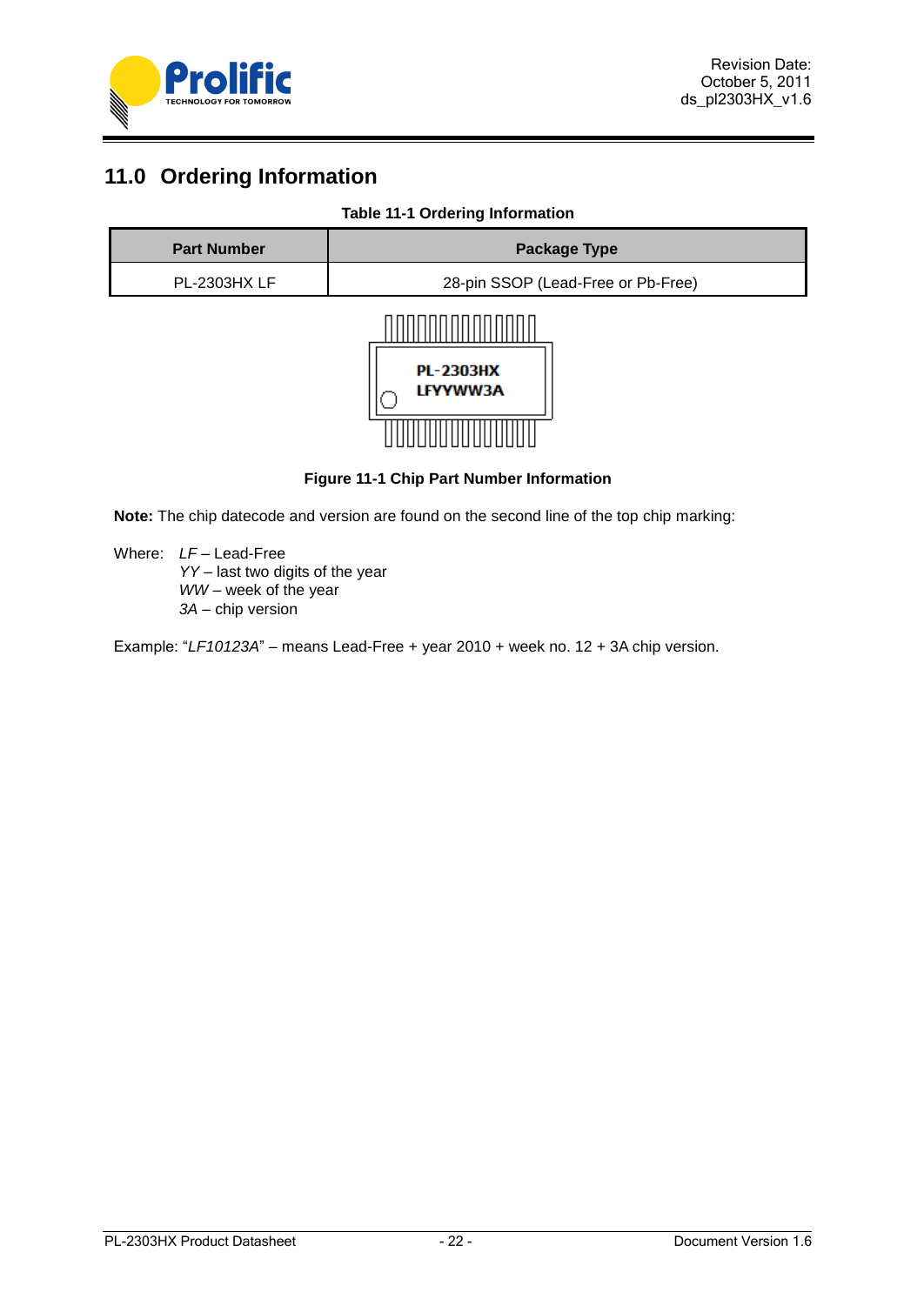## 11.0 Ordering Information

**Table 11-1 Ordering Information**

| Part Number | Package Type |
|---|---|
| PL-2303HX LF | 28-pin SSOP (Lead-Free or Pb-Free) |

PL-2303HX
LFYYWW3A

**Figure 11-1 Chip Part Number Information**

**Note:** The chip datecode and version are found on the second line of the top chip marking:

Where: *LF* – Lead-Free
*YY* – last two digits of the year
*WW* – week of the year
*3A* – chip version

Example: "*LF10123A*" – means Lead-Free + year 2010 + week no. 12 + 3A chip version.